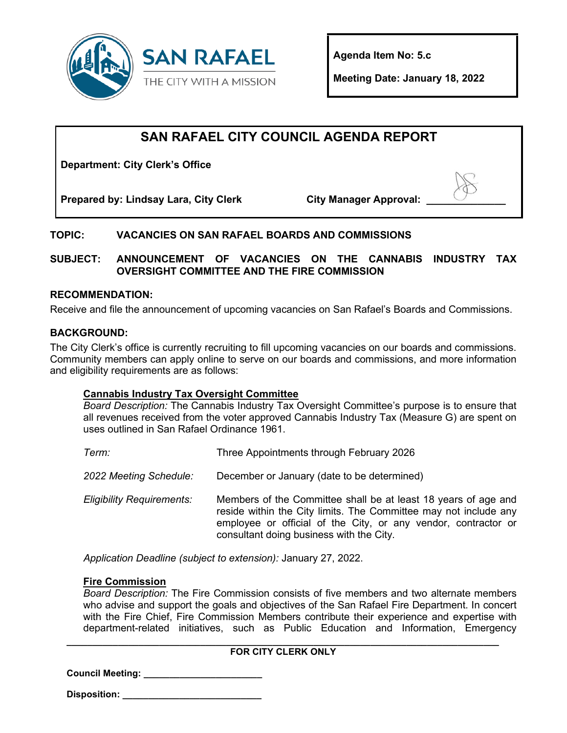SAN RAFAEL
THE CITY WITH A MISSION

**Agenda Item No: 5.c**

**Meeting Date: January 18, 2022**

# SAN RAFAEL CITY COUNCIL AGENDA REPORT

**Department: City Clerk's Office**

**Prepared by: Lindsay Lara, City Clerk**

**City Manager Approval: ______________**

**TOPIC: VACANCIES ON SAN RAFAEL BOARDS AND COMMISSIONS**

**SUBJECT: ANNOUNCEMENT OF VACANCIES ON THE CANNABIS INDUSTRY TAX OVERSIGHT COMMITTEE AND THE FIRE COMMISSION**

**RECOMMENDATION:**

Receive and file the announcement of upcoming vacancies on San Rafael's Boards and Commissions.

**BACKGROUND:**

The City Clerk's office is currently recruiting to fill upcoming vacancies on our boards and commissions. Community members can apply online to serve on our boards and commissions, and more information and eligibility requirements are as follows:

**Cannabis Industry Tax Oversight Committee**

*Board Description:* The Cannabis Industry Tax Oversight Committee's purpose is to ensure that all revenues received from the voter approved Cannabis Industry Tax (Measure G) are spent on uses outlined in San Rafael Ordinance 1961.

*Term:* Three Appointments through February 2026

*2022 Meeting Schedule:* December or January (date to be determined)

*Eligibility Requirements:* Members of the Committee shall be at least 18 years of age and reside within the City limits. The Committee may not include any employee or official of the City, or any vendor, contractor or consultant doing business with the City.

*Application Deadline (subject to extension):* January 27, 2022.

**Fire Commission**

*Board Description:* The Fire Commission consists of five members and two alternate members who advise and support the goals and objectives of the San Rafael Fire Department. In concert with the Fire Chief, Fire Commission Members contribute their experience and expertise with department-related initiatives, such as Public Education and Information, Emergency

**FOR CITY CLERK ONLY**

**Council Meeting:** ______________________

**Disposition:** ___________________________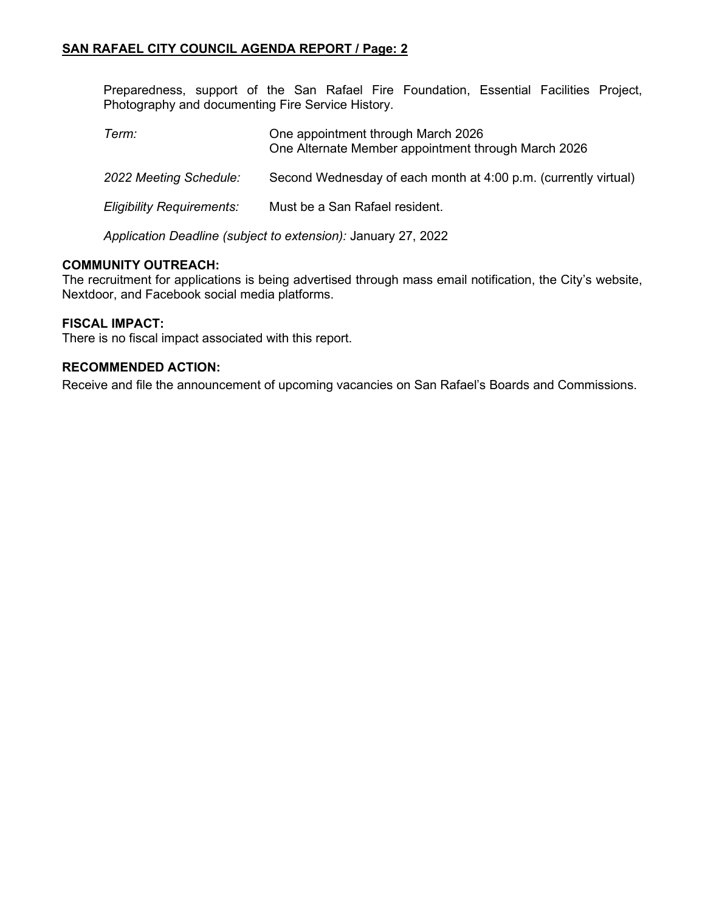Preparedness, support of the San Rafael Fire Foundation, Essential Facilities Project, Photography and documenting Fire Service History.

*Term:* One appointment through March 2026
One Alternate Member appointment through March 2026

*2022 Meeting Schedule:* Second Wednesday of each month at 4:00 p.m. (currently virtual)

*Eligibility Requirements:* Must be a San Rafael resident.

*Application Deadline (subject to extension):* January 27, 2022

**COMMUNITY OUTREACH:**
The recruitment for applications is being advertised through mass email notification, the City's website, Nextdoor, and Facebook social media platforms.

**FISCAL IMPACT:**
There is no fiscal impact associated with this report.

**RECOMMENDED ACTION:**
Receive and file the announcement of upcoming vacancies on San Rafael's Boards and Commissions.